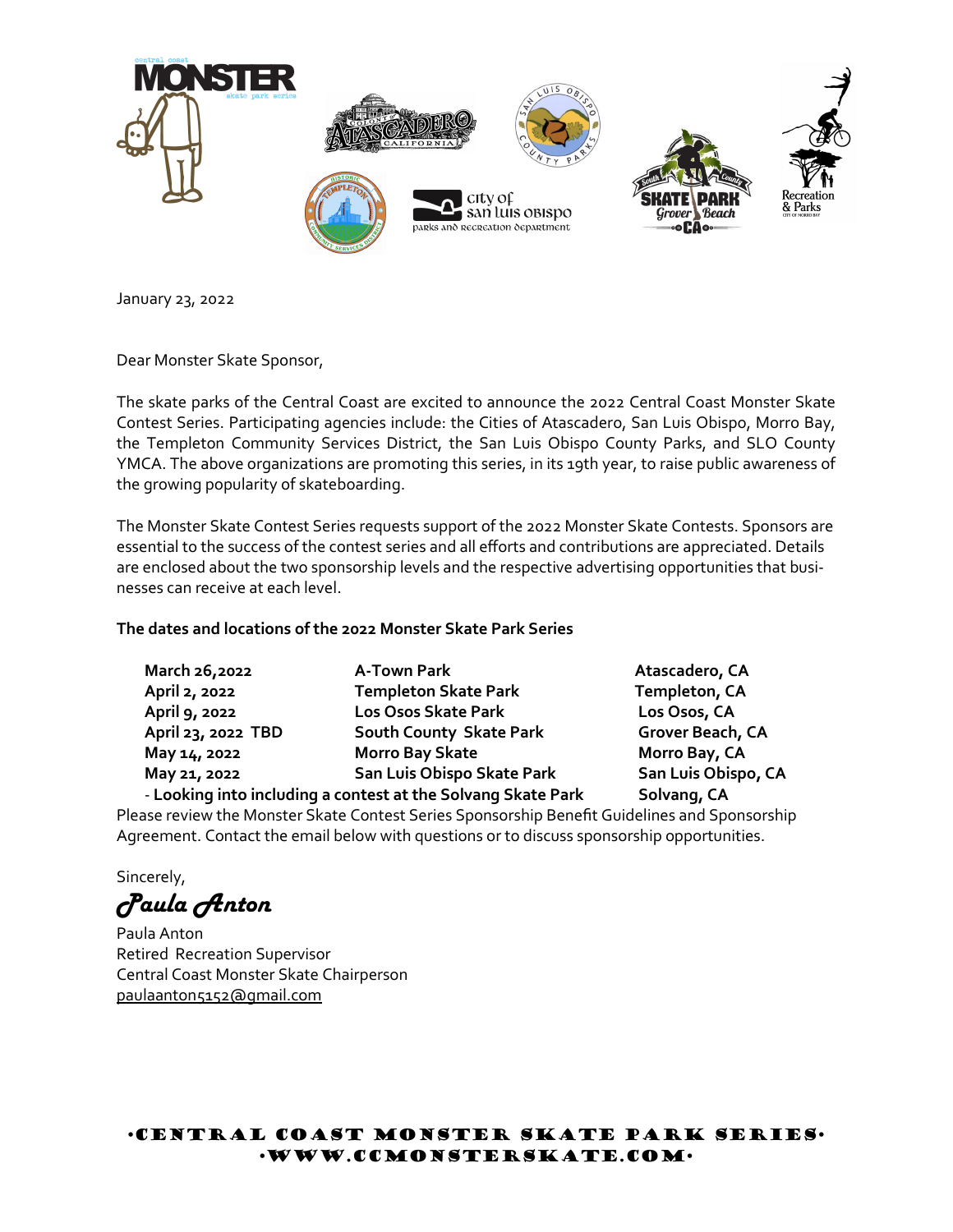January 23, 2022

Dear Monster Skate Sponsor,

The skate parks of the Central Coast are excited to announce the 2022 Central Coast Monster Skate Contest Series. Participating agencies include: the Cities of Atascadero, San Luis Obispo, Morro Bay, the Templeton Community Services District, the San Luis Obispo County Parks, and SLO County YMCA. The above organizations are promoting this series, in its 19th year, to raise public awareness of the growing popularity of skateboarding.

The Monster Skate Contest Series requests support of the 2022 Monster Skate Contests. Sponsors are essential to the success of the contest series and all efforts and contributions are appreciated. Details are enclosed about the two sponsorship levels and the respective advertising opportunities that businesses can receive at each level.

**The dates and locations of the 2022 Monster Skate Park Series**

| | | |
|---|---|---|
| **March 26,2022** | **A-Town Park** | **Atascadero, CA** |
| **April 2, 2022** | **Templeton Skate Park** | **Templeton, CA** |
| **April 9, 2022** | **Los Osos Skate Park** | **Los Osos, CA** |
| **April 23, 2022 TBD** | **South County Skate Park** | **Grover Beach, CA** |
| **May 14, 2022** | **Morro Bay Skate** | **Morro Bay, CA** |
| **May 21, 2022** | **San Luis Obispo Skate Park** | **San Luis Obispo, CA** |

- **Looking into including a contest at the Solvang Skate Park** **Solvang, CA**

Please review the Monster Skate Contest Series Sponsorship Benefit Guidelines and Sponsorship Agreement. Contact the email below with questions or to discuss sponsorship opportunities.

Sincerely,

*Paula Anton*

Paula Anton
Retired Recreation Supervisor
Central Coast Monster Skate Chairperson
paulaanton5152@gmail.com

•CENTRAL COAST MONSTER SKATE PARK SERIES•
•WWW.CCMONSTERSKATE.COM•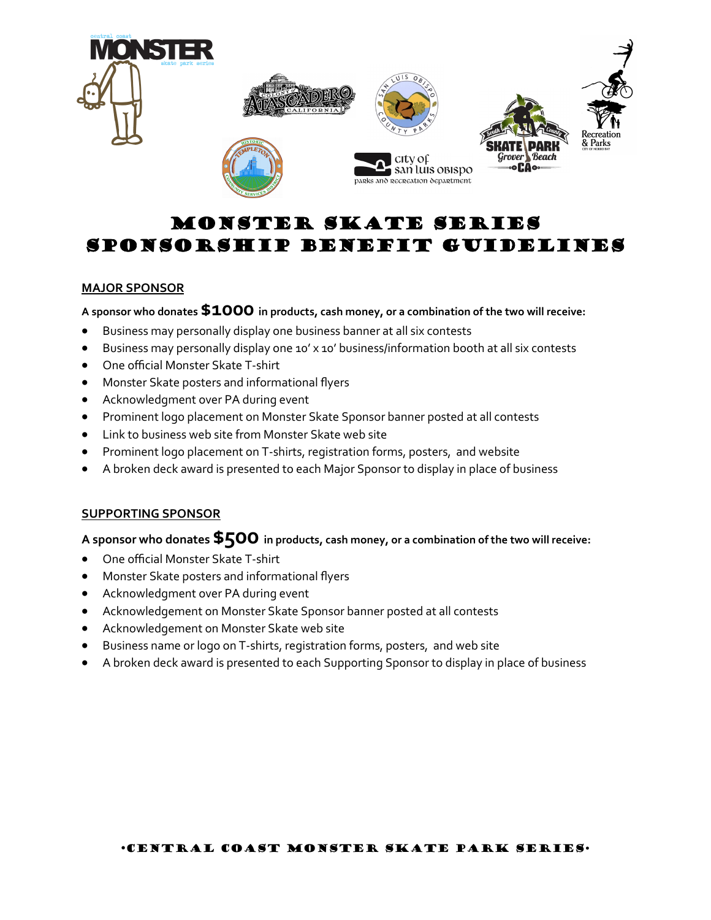# MONSTER SKATE SERIES
# SPONSORSHIP BENEFIT GUIDELINES

**MAJOR SPONSOR**

**A sponsor who donates $1000 in products, cash money, or a combination of the two will receive:**

- Business may personally display one business banner at all six contests
- Business may personally display one 10' x 10' business/information booth at all six contests
- One official Monster Skate T-shirt
- Monster Skate posters and informational flyers
- Acknowledgment over PA during event
- Prominent logo placement on Monster Skate Sponsor banner posted at all contests
- Link to business web site from Monster Skate web site
- Prominent logo placement on T-shirts, registration forms, posters, and website
- A broken deck award is presented to each Major Sponsor to display in place of business

**SUPPORTING SPONSOR**

**A sponsor who donates $500 in products, cash money, or a combination of the two will receive:**

- One official Monster Skate T-shirt
- Monster Skate posters and informational flyers
- Acknowledgment over PA during event
- Acknowledgement on Monster Skate Sponsor banner posted at all contests
- Acknowledgement on Monster Skate web site
- Business name or logo on T-shirts, registration forms, posters, and web site
- A broken deck award is presented to each Supporting Sponsor to display in place of business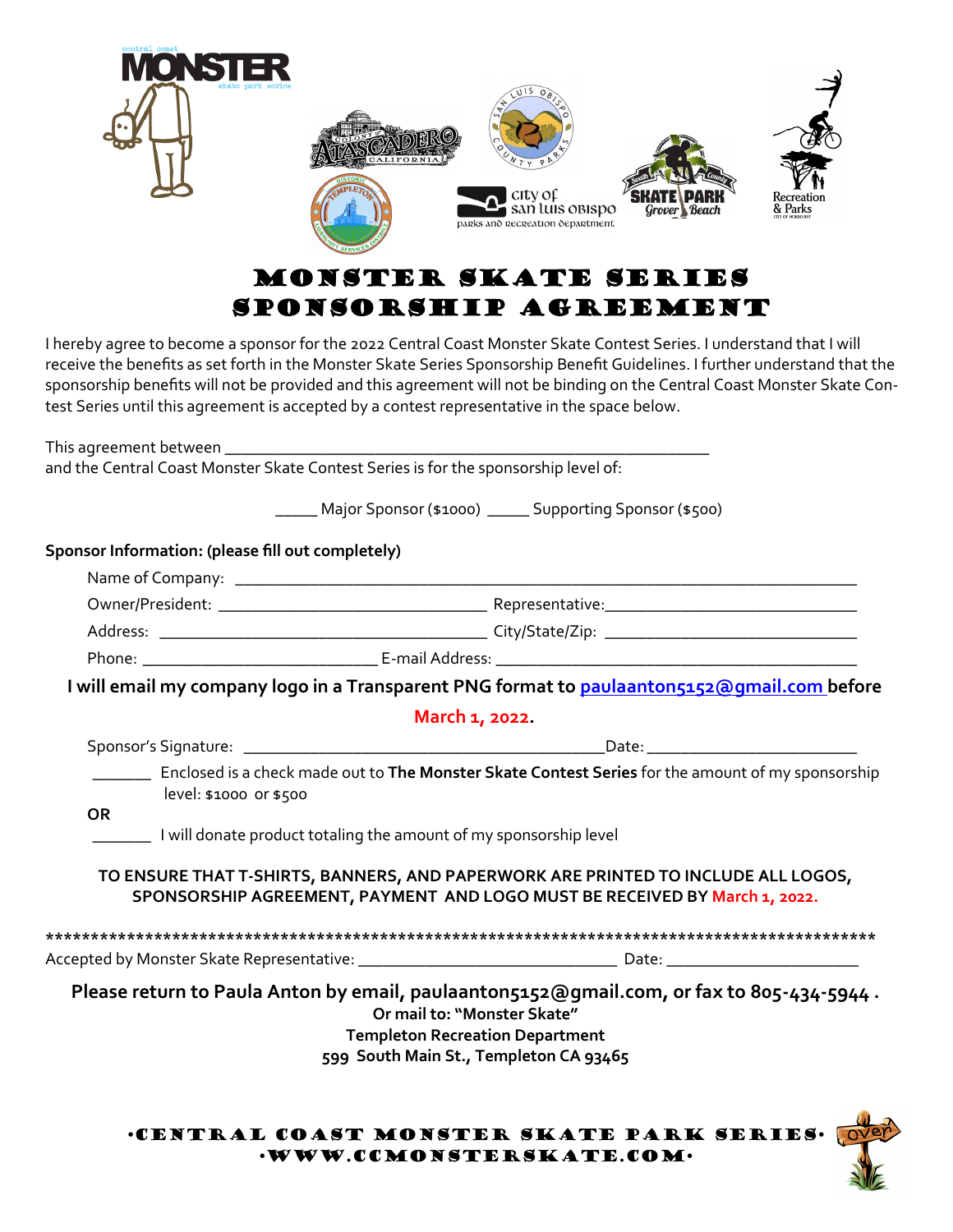# MONSTER SKATE SERIES SPONSORSHIP AGREEMENT

I hereby agree to become a sponsor for the 2022 Central Coast Monster Skate Contest Series. I understand that I will receive the benefits as set forth in the Monster Skate Series Sponsorship Benefit Guidelines. I further understand that the sponsorship benefits will not be provided and this agreement will not be binding on the Central Coast Monster Skate Contest Series until this agreement is accepted by a contest representative in the space below.

This agreement between ___________________________________________________________
and the Central Coast Monster Skate Contest Series is for the sponsorship level of:

_____ Major Sponsor ($1000) _____ Supporting Sponsor ($500)

**Sponsor Information: (please fill out completely)**

Name of Company: ___________________________________________________________________________

Owner/President: _________________________________ Representative:_______________________________

Address: _________________________________________ City/State/Zip: _______________________________

Phone: _____________________________ E-mail Address: _____________________________________________

**I will email my company logo in a Transparent PNG format to paulaanton5152@gmail.com before March 1, 2022.**

Sponsor's Signature: ____________________________________________Date: _________________________

_______ Enclosed is a check made out to **The Monster Skate Contest Series** for the amount of my sponsorship level: $1000 or $500

**OR**

_______ I will donate product totaling the amount of my sponsorship level

**TO ENSURE THAT T-SHIRTS, BANNERS, AND PAPERWORK ARE PRINTED TO INCLUDE ALL LOGOS, SPONSORSHIP AGREEMENT, PAYMENT AND LOGO MUST BE RECEIVED BY March 1, 2022.**

**************************************************************************************************

Accepted by Monster Skate Representative: ________________________________ Date: _______________________

**Please return to Paula Anton by email, paulaanton5152@gmail.com, or fax to 805-434-5944 .**

**Or mail to: "Monster Skate"**
**Templeton Recreation Department**
**599 South Main St., Templeton CA 93465**

·CENTRAL COAST MONSTER SKATE PARK SERIES·
·WWW.CCMONSTERSKATE.COM·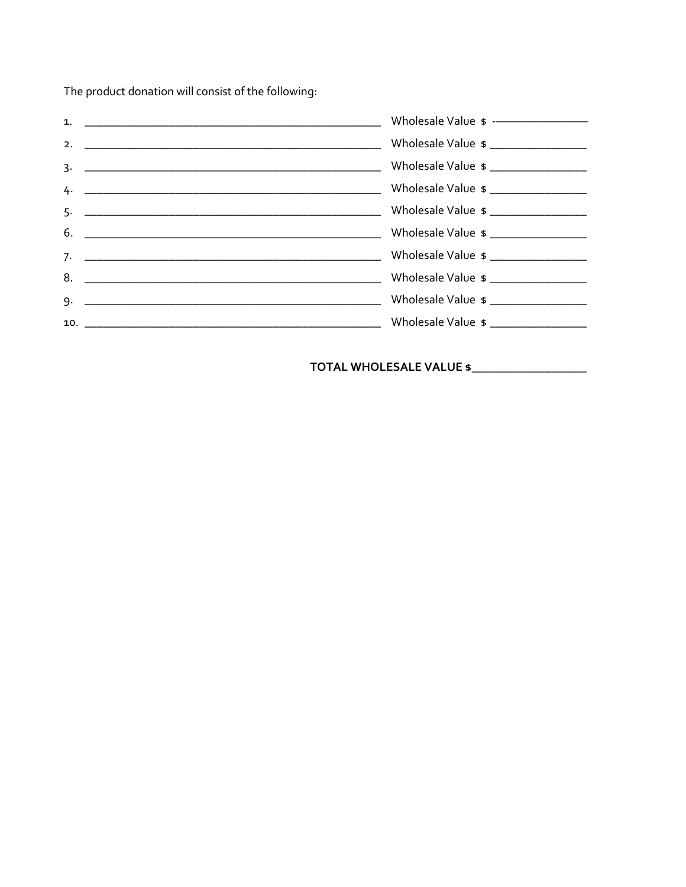The product donation will consist of the following:

1. ______________________________________________ Wholesale Value $ -______________
2. ______________________________________________ Wholesale Value $ ______________
3. ______________________________________________ Wholesale Value $ ______________
4. ______________________________________________ Wholesale Value $ ______________
5. ______________________________________________ Wholesale Value $ ______________
6. ______________________________________________ Wholesale Value $ ______________
7. ______________________________________________ Wholesale Value $ ______________
8. ______________________________________________ Wholesale Value $ ______________
9. ______________________________________________ Wholesale Value $ ______________
10. ______________________________________________ Wholesale Value $ ______________

**TOTAL WHOLESALE VALUE $**________________